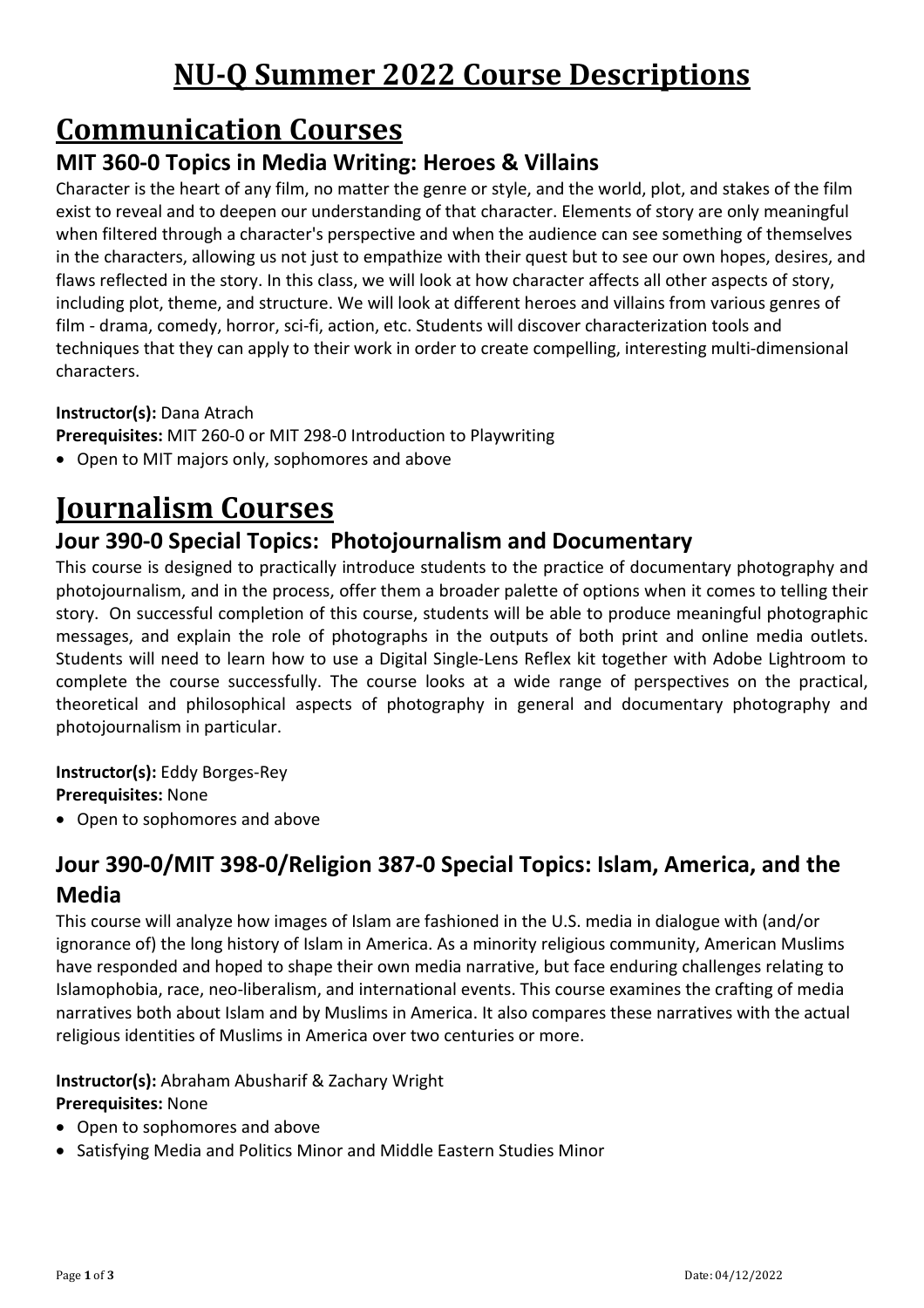# NU-Q Summer 2022 Course Descriptions

# Communication Courses

## MIT 360-0 Topics in Media Writing: Heroes & Villains

Character is the heart of any film, no matter the genre or style, and the world, plot, and stakes of the film exist to reveal and to deepen our understanding of that character. Elements of story are only meaningful when filtered through a character's perspective and when the audience can see something of themselves in the characters, allowing us not just to empathize with their quest but to see our own hopes, desires, and flaws reflected in the story. In this class, we will look at how character affects all other aspects of story, including plot, theme, and structure. We will look at different heroes and villains from various genres of film - drama, comedy, horror, sci-fi, action, etc. Students will discover characterization tools and techniques that they can apply to their work in order to create compelling, interesting multi-dimensional characters.

**Instructor(s):** Dana Atrach

**Prerequisites:** MIT 260-0 or MIT 298-0 Introduction to Playwriting

- Open to MIT majors only, sophomores and above

# Journalism Courses

## Jour 390-0 Special Topics: Photojournalism and Documentary

This course is designed to practically introduce students to the practice of documentary photography and photojournalism, and in the process, offer them a broader palette of options when it comes to telling their story. On successful completion of this course, students will be able to produce meaningful photographic messages, and explain the role of photographs in the outputs of both print and online media outlets. Students will need to learn how to use a Digital Single-Lens Reflex kit together with Adobe Lightroom to complete the course successfully. The course looks at a wide range of perspectives on the practical, theoretical and philosophical aspects of photography in general and documentary photography and photojournalism in particular.

**Instructor(s):** Eddy Borges-Rey

**Prerequisites:** None

- Open to sophomores and above

## Jour 390-0/MIT 398-0/Religion 387-0 Special Topics: Islam, America, and the Media

This course will analyze how images of Islam are fashioned in the U.S. media in dialogue with (and/or ignorance of) the long history of Islam in America. As a minority religious community, American Muslims have responded and hoped to shape their own media narrative, but face enduring challenges relating to Islamophobia, race, neo-liberalism, and international events. This course examines the crafting of media narratives both about Islam and by Muslims in America. It also compares these narratives with the actual religious identities of Muslims in America over two centuries or more.

**Instructor(s):** Abraham Abusharif & Zachary Wright

**Prerequisites:** None

- Open to sophomores and above
- Satisfying Media and Politics Minor and Middle Eastern Studies Minor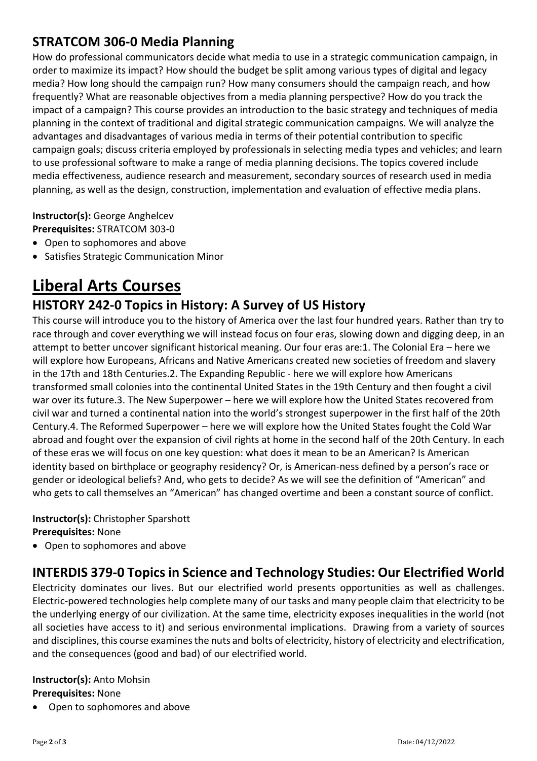## STRATCOM 306-0 Media Planning

How do professional communicators decide what media to use in a strategic communication campaign, in order to maximize its impact? How should the budget be split among various types of digital and legacy media? How long should the campaign run? How many consumers should the campaign reach, and how frequently? What are reasonable objectives from a media planning perspective? How do you track the impact of a campaign? This course provides an introduction to the basic strategy and techniques of media planning in the context of traditional and digital strategic communication campaigns. We will analyze the advantages and disadvantages of various media in terms of their potential contribution to specific campaign goals; discuss criteria employed by professionals in selecting media types and vehicles; and learn to use professional software to make a range of media planning decisions. The topics covered include media effectiveness, audience research and measurement, secondary sources of research used in media planning, as well as the design, construction, implementation and evaluation of effective media plans.

**Instructor(s):** George Anghelcev
**Prerequisites:** STRATCOM 303-0

- Open to sophomores and above
- Satisfies Strategic Communication Minor

# Liberal Arts Courses

## HISTORY 242-0 Topics in History: A Survey of US History

This course will introduce you to the history of America over the last four hundred years. Rather than try to race through and cover everything we will instead focus on four eras, slowing down and digging deep, in an attempt to better uncover significant historical meaning. Our four eras are:1. The Colonial Era – here we will explore how Europeans, Africans and Native Americans created new societies of freedom and slavery in the 17th and 18th Centuries.2. The Expanding Republic - here we will explore how Americans transformed small colonies into the continental United States in the 19th Century and then fought a civil war over its future.3. The New Superpower – here we will explore how the United States recovered from civil war and turned a continental nation into the world's strongest superpower in the first half of the 20th Century.4. The Reformed Superpower – here we will explore how the United States fought the Cold War abroad and fought over the expansion of civil rights at home in the second half of the 20th Century. In each of these eras we will focus on one key question: what does it mean to be an American? Is American identity based on birthplace or geography residency? Or, is American-ness defined by a person's race or gender or ideological beliefs? And, who gets to decide? As we will see the definition of "American" and who gets to call themselves an "American" has changed overtime and been a constant source of conflict.

**Instructor(s):** Christopher Sparshott
**Prerequisites:** None

- Open to sophomores and above

## INTERDIS 379-0 Topics in Science and Technology Studies: Our Electrified World

Electricity dominates our lives. But our electrified world presents opportunities as well as challenges. Electric-powered technologies help complete many of our tasks and many people claim that electricity to be the underlying energy of our civilization. At the same time, electricity exposes inequalities in the world (not all societies have access to it) and serious environmental implications. Drawing from a variety of sources and disciplines, this course examines the nuts and bolts of electricity, history of electricity and electrification, and the consequences (good and bad) of our electrified world.

**Instructor(s):** Anto Mohsin
**Prerequisites:** None

- Open to sophomores and above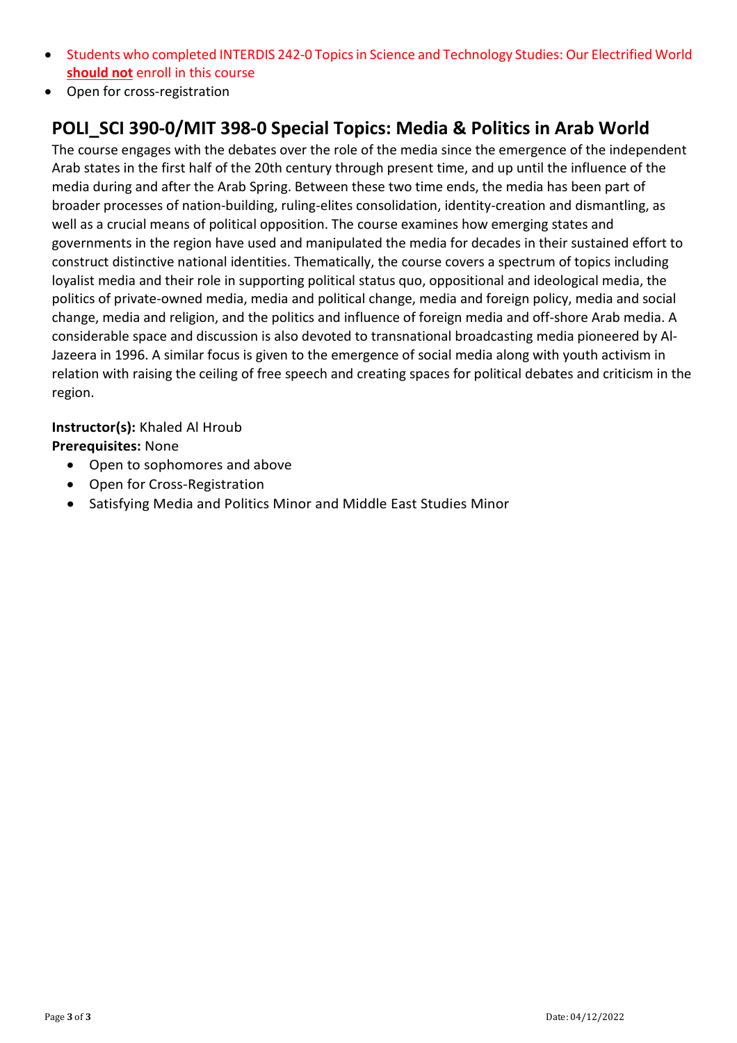- Students who completed INTERDIS 242-0 Topics in Science and Technology Studies: Our Electrified World **should not** enroll in this course
- Open for cross-registration

## POLI_SCI 390-0/MIT 398-0 Special Topics: Media & Politics in Arab World

The course engages with the debates over the role of the media since the emergence of the independent Arab states in the first half of the 20th century through present time, and up until the influence of the media during and after the Arab Spring. Between these two time ends, the media has been part of broader processes of nation-building, ruling-elites consolidation, identity-creation and dismantling, as well as a crucial means of political opposition. The course examines how emerging states and governments in the region have used and manipulated the media for decades in their sustained effort to construct distinctive national identities. Thematically, the course covers a spectrum of topics including loyalist media and their role in supporting political status quo, oppositional and ideological media, the politics of private-owned media, media and political change, media and foreign policy, media and social change, media and religion, and the politics and influence of foreign media and off-shore Arab media. A considerable space and discussion is also devoted to transnational broadcasting media pioneered by Al-Jazeera in 1996. A similar focus is given to the emergence of social media along with youth activism in relation with raising the ceiling of free speech and creating spaces for political debates and criticism in the region.

**Instructor(s):** Khaled Al Hroub
**Prerequisites:** None

- Open to sophomores and above
- Open for Cross-Registration
- Satisfying Media and Politics Minor and Middle East Studies Minor

Date: 04/12/2022